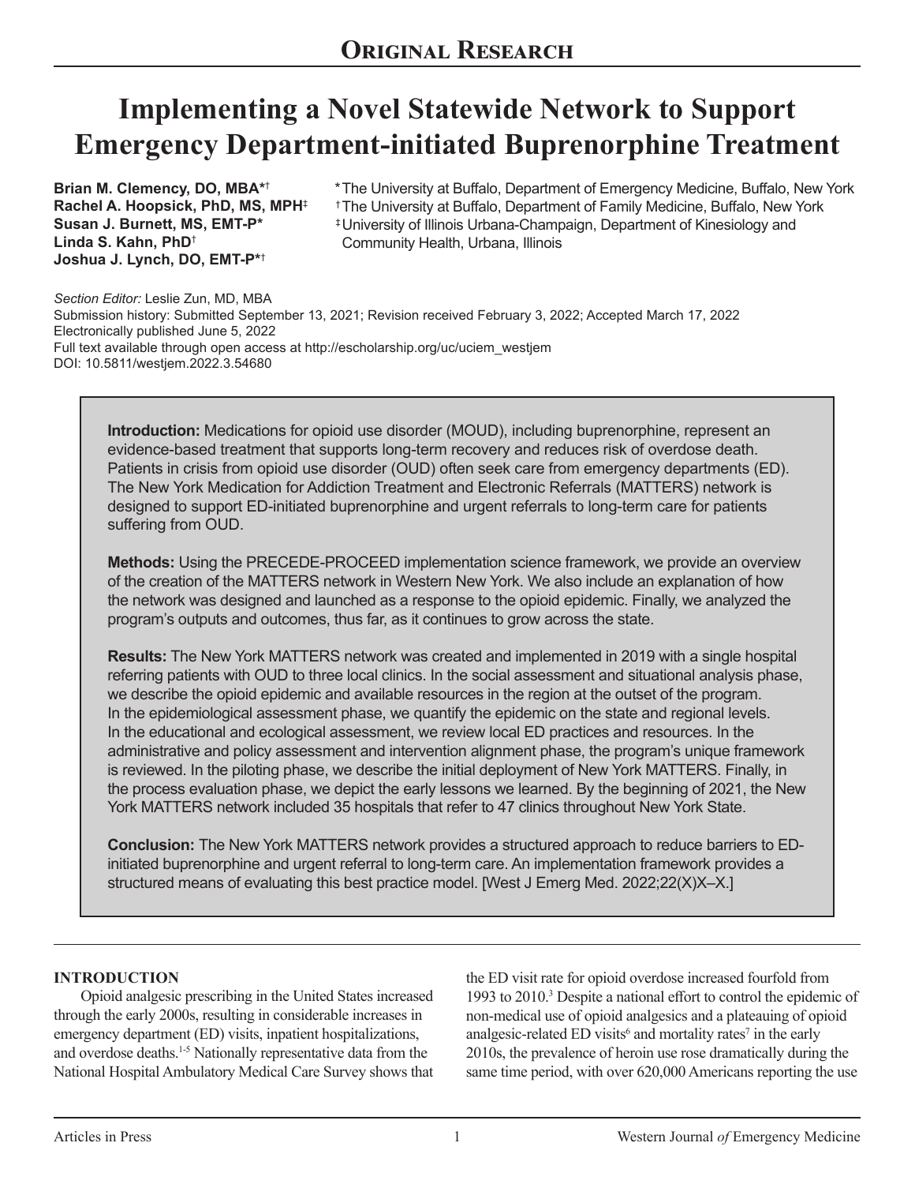ORIGINAL RESEARCH

# Implementing a Novel Statewide Network to Support Emergency Department-initiated Buprenorphine Treatment

**Brian M. Clemency, DO, MBA**[*†]
**Rachel A. Hoopsick, PhD, MS, MPH**[‡]
**Susan J. Burnett, MS, EMT-P**[*]
**Linda S. Kahn, PhD**[†]
**Joshua J. Lynch, DO, EMT-P**[*†]

[*] The University at Buffalo, Department of Emergency Medicine, Buffalo, New York
[†] The University at Buffalo, Department of Family Medicine, Buffalo, New York
[‡] University of Illinois Urbana-Champaign, Department of Kinesiology and Community Health, Urbana, Illinois

*Section Editor:* Leslie Zun, MD, MBA
Submission history: Submitted September 13, 2021; Revision received February 3, 2022; Accepted March 17, 2022
Electronically published June 5, 2022
Full text available through open access at http://escholarship.org/uc/uciem_westjem
DOI: 10.5811/westjem.2022.3.54680

**Introduction:** Medications for opioid use disorder (MOUD), including buprenorphine, represent an evidence-based treatment that supports long-term recovery and reduces risk of overdose death. Patients in crisis from opioid use disorder (OUD) often seek care from emergency departments (ED). The New York Medication for Addiction Treatment and Electronic Referrals (MATTERS) network is designed to support ED-initiated buprenorphine and urgent referrals to long-term care for patients suffering from OUD.

**Methods:** Using the PRECEDE-PROCEED implementation science framework, we provide an overview of the creation of the MATTERS network in Western New York. We also include an explanation of how the network was designed and launched as a response to the opioid epidemic. Finally, we analyzed the program's outputs and outcomes, thus far, as it continues to grow across the state.

**Results:** The New York MATTERS network was created and implemented in 2019 with a single hospital referring patients with OUD to three local clinics. In the social assessment and situational analysis phase, we describe the opioid epidemic and available resources in the region at the outset of the program. In the epidemiological assessment phase, we quantify the epidemic on the state and regional levels. In the educational and ecological assessment, we review local ED practices and resources. In the administrative and policy assessment and intervention alignment phase, the program's unique framework is reviewed. In the piloting phase, we describe the initial deployment of New York MATTERS. Finally, in the process evaluation phase, we depict the early lessons we learned. By the beginning of 2021, the New York MATTERS network included 35 hospitals that refer to 47 clinics throughout New York State.

**Conclusion:** The New York MATTERS network provides a structured approach to reduce barriers to ED-initiated buprenorphine and urgent referral to long-term care. An implementation framework provides a structured means of evaluating this best practice model. [West J Emerg Med. 2022;22(X)X–X.]

## INTRODUCTION

Opioid analgesic prescribing in the United States increased through the early 2000s, resulting in considerable increases in emergency department (ED) visits, inpatient hospitalizations, and overdose deaths.[1-5] Nationally representative data from the National Hospital Ambulatory Medical Care Survey shows that the ED visit rate for opioid overdose increased fourfold from 1993 to 2010.[3] Despite a national effort to control the epidemic of non-medical use of opioid analgesics and a plateauing of opioid analgesic-related ED visits[6] and mortality rates[7] in the early 2010s, the prevalence of heroin use rose dramatically during the same time period, with over 620,000 Americans reporting the use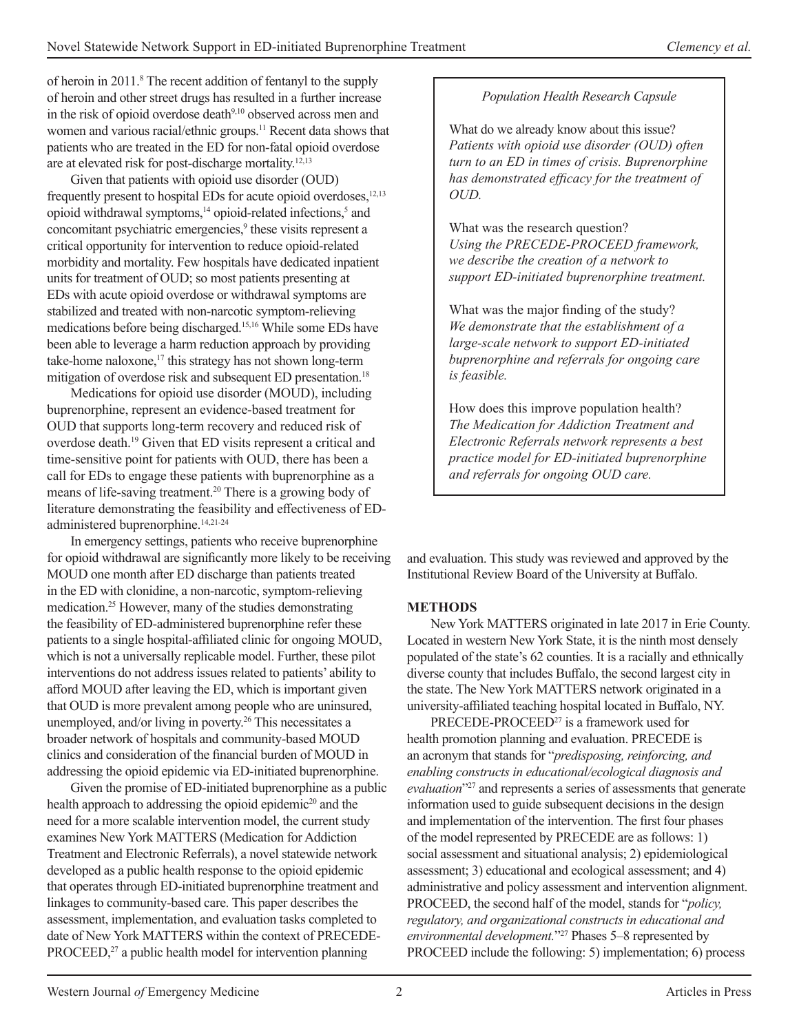of heroin in 2011.[8] The recent addition of fentanyl to the supply of heroin and other street drugs has resulted in a further increase in the risk of opioid overdose death[9,10] observed across men and women and various racial/ethnic groups.[11] Recent data shows that patients who are treated in the ED for non-fatal opioid overdose are at elevated risk for post-discharge mortality.[12,13]

Given that patients with opioid use disorder (OUD) frequently present to hospital EDs for acute opioid overdoses,[12,13] opioid withdrawal symptoms,[14] opioid-related infections,[5] and concomitant psychiatric emergencies,[9] these visits represent a critical opportunity for intervention to reduce opioid-related morbidity and mortality. Few hospitals have dedicated inpatient units for treatment of OUD; so most patients presenting at EDs with acute opioid overdose or withdrawal symptoms are stabilized and treated with non-narcotic symptom-relieving medications before being discharged.[15,16] While some EDs have been able to leverage a harm reduction approach by providing take-home naloxone,[17] this strategy has not shown long-term mitigation of overdose risk and subsequent ED presentation.[18]

Medications for opioid use disorder (MOUD), including buprenorphine, represent an evidence-based treatment for OUD that supports long-term recovery and reduced risk of overdose death.[19] Given that ED visits represent a critical and time-sensitive point for patients with OUD, there has been a call for EDs to engage these patients with buprenorphine as a means of life-saving treatment.[20] There is a growing body of literature demonstrating the feasibility and effectiveness of ED-administered buprenorphine.[14,21-24]

In emergency settings, patients who receive buprenorphine for opioid withdrawal are significantly more likely to be receiving MOUD one month after ED discharge than patients treated in the ED with clonidine, a non-narcotic, symptom-relieving medication.[25] However, many of the studies demonstrating the feasibility of ED-administered buprenorphine refer these patients to a single hospital-affiliated clinic for ongoing MOUD, which is not a universally replicable model. Further, these pilot interventions do not address issues related to patients' ability to afford MOUD after leaving the ED, which is important given that OUD is more prevalent among people who are uninsured, unemployed, and/or living in poverty.[26] This necessitates a broader network of hospitals and community-based MOUD clinics and consideration of the financial burden of MOUD in addressing the opioid epidemic via ED-initiated buprenorphine.

Given the promise of ED-initiated buprenorphine as a public health approach to addressing the opioid epidemic[20] and the need for a more scalable intervention model, the current study examines New York MATTERS (Medication for Addiction Treatment and Electronic Referrals), a novel statewide network developed as a public health response to the opioid epidemic that operates through ED-initiated buprenorphine treatment and linkages to community-based care. This paper describes the assessment, implementation, and evaluation tasks completed to date of New York MATTERS within the context of PRECEDE-PROCEED,[27] a public health model for intervention planning and evaluation. This study was reviewed and approved by the Institutional Review Board of the University at Buffalo.

> *Population Health Research Capsule*
>
> What do we already know about this issue?
> *Patients with opioid use disorder (OUD) often turn to an ED in times of crisis. Buprenorphine has demonstrated efficacy for the treatment of OUD.*
>
> What was the research question?
> *Using the PRECEDE-PROCEED framework, we describe the creation of a network to support ED-initiated buprenorphine treatment.*
>
> What was the major finding of the study?
> *We demonstrate that the establishment of a large-scale network to support ED-initiated buprenorphine and referrals for ongoing care is feasible.*
>
> How does this improve population health?
> *The Medication for Addiction Treatment and Electronic Referrals network represents a best practice model for ED-initiated buprenorphine and referrals for ongoing OUD care.*

## METHODS

New York MATTERS originated in late 2017 in Erie County. Located in western New York State, it is the ninth most densely populated of the state's 62 counties. It is a racially and ethnically diverse county that includes Buffalo, the second largest city in the state. The New York MATTERS network originated in a university-affiliated teaching hospital located in Buffalo, NY.

PRECEDE-PROCEED[27] is a framework used for health promotion planning and evaluation. PRECEDE is an acronym that stands for "*predisposing, reinforcing, and enabling constructs in educational/ecological diagnosis and evaluation*"[27] and represents a series of assessments that generate information used to guide subsequent decisions in the design and implementation of the intervention. The first four phases of the model represented by PRECEDE are as follows: 1) social assessment and situational analysis; 2) epidemiological assessment; 3) educational and ecological assessment; and 4) administrative and policy assessment and intervention alignment. PROCEED, the second half of the model, stands for "*policy, regulatory, and organizational constructs in educational and environmental development.*"[27] Phases 5–8 represented by PROCEED include the following: 5) implementation; 6) process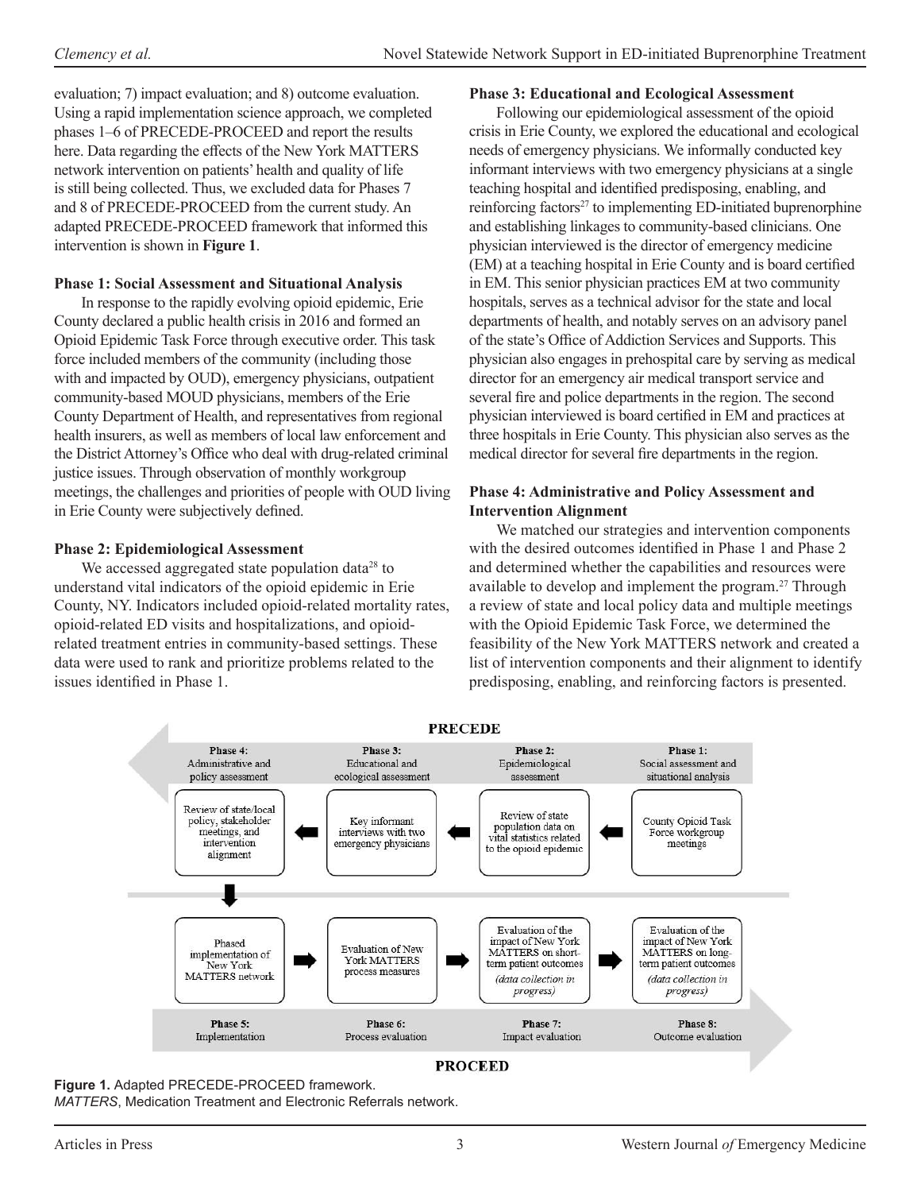evaluation; 7) impact evaluation; and 8) outcome evaluation. Using a rapid implementation science approach, we completed phases 1–6 of PRECEDE-PROCEED and report the results here. Data regarding the effects of the New York MATTERS network intervention on patients' health and quality of life is still being collected. Thus, we excluded data for Phases 7 and 8 of PRECEDE-PROCEED from the current study. An adapted PRECEDE-PROCEED framework that informed this intervention is shown in **Figure 1**.

**Phase 1: Social Assessment and Situational Analysis**

In response to the rapidly evolving opioid epidemic, Erie County declared a public health crisis in 2016 and formed an Opioid Epidemic Task Force through executive order. This task force included members of the community (including those with and impacted by OUD), emergency physicians, outpatient community-based MOUD physicians, members of the Erie County Department of Health, and representatives from regional health insurers, as well as members of local law enforcement and the District Attorney's Office who deal with drug-related criminal justice issues. Through observation of monthly workgroup meetings, the challenges and priorities of people with OUD living in Erie County were subjectively defined.

**Phase 2: Epidemiological Assessment**

We accessed aggregated state population data[28] to understand vital indicators of the opioid epidemic in Erie County, NY. Indicators included opioid-related mortality rates, opioid-related ED visits and hospitalizations, and opioid-related treatment entries in community-based settings. These data were used to rank and prioritize problems related to the issues identified in Phase 1.

**Phase 3: Educational and Ecological Assessment**

Following our epidemiological assessment of the opioid crisis in Erie County, we explored the educational and ecological needs of emergency physicians. We informally conducted key informant interviews with two emergency physicians at a single teaching hospital and identified predisposing, enabling, and reinforcing factors[27] to implementing ED-initiated buprenorphine and establishing linkages to community-based clinicians. One physician interviewed is the director of emergency medicine (EM) at a teaching hospital in Erie County and is board certified in EM. This senior physician practices EM at two community hospitals, serves as a technical advisor for the state and local departments of health, and notably serves on an advisory panel of the state's Office of Addiction Services and Supports. This physician also engages in prehospital care by serving as medical director for an emergency air medical transport service and several fire and police departments in the region. The second physician interviewed is board certified in EM and practices at three hospitals in Erie County. This physician also serves as the medical director for several fire departments in the region.

**Phase 4: Administrative and Policy Assessment and Intervention Alignment**

We matched our strategies and intervention components with the desired outcomes identified in Phase 1 and Phase 2 and determined whether the capabilities and resources were available to develop and implement the program.[27] Through a review of state and local policy data and multiple meetings with the Opioid Epidemic Task Force, we determined the feasibility of the New York MATTERS network and created a list of intervention components and their alignment to identify predisposing, enabling, and reinforcing factors is presented.

PRECEDE

| Phase 4: Administrative and policy assessment | Phase 3: Educational and ecological assessment | Phase 2: Epidemiological assessment | Phase 1: Social assessment and situational analysis |
|---|---|---|---|
| Review of state/local policy, stakeholder meetings, and intervention alignment | Key informant interviews with two emergency physicians | Review of state population data on vital statistics related to the opioid epidemic | County Opioid Task Force workgroup meetings |

| Phase 5: Implementation | Phase 6: Process evaluation | Phase 7: Impact evaluation | Phase 8: Outcome evaluation |
|---|---|---|---|
| Phased implementation of New York MATTERS network | Evaluation of New York MATTERS process measures | Evaluation of the impact of New York MATTERS on short-term patient outcomes *(data collection in progress)* | Evaluation of the impact of New York MATTERS on long-term patient outcomes *(data collection in progress)* |

PROCEED

**Figure 1.** Adapted PRECEDE-PROCEED framework.
*MATTERS*, Medication Treatment and Electronic Referrals network.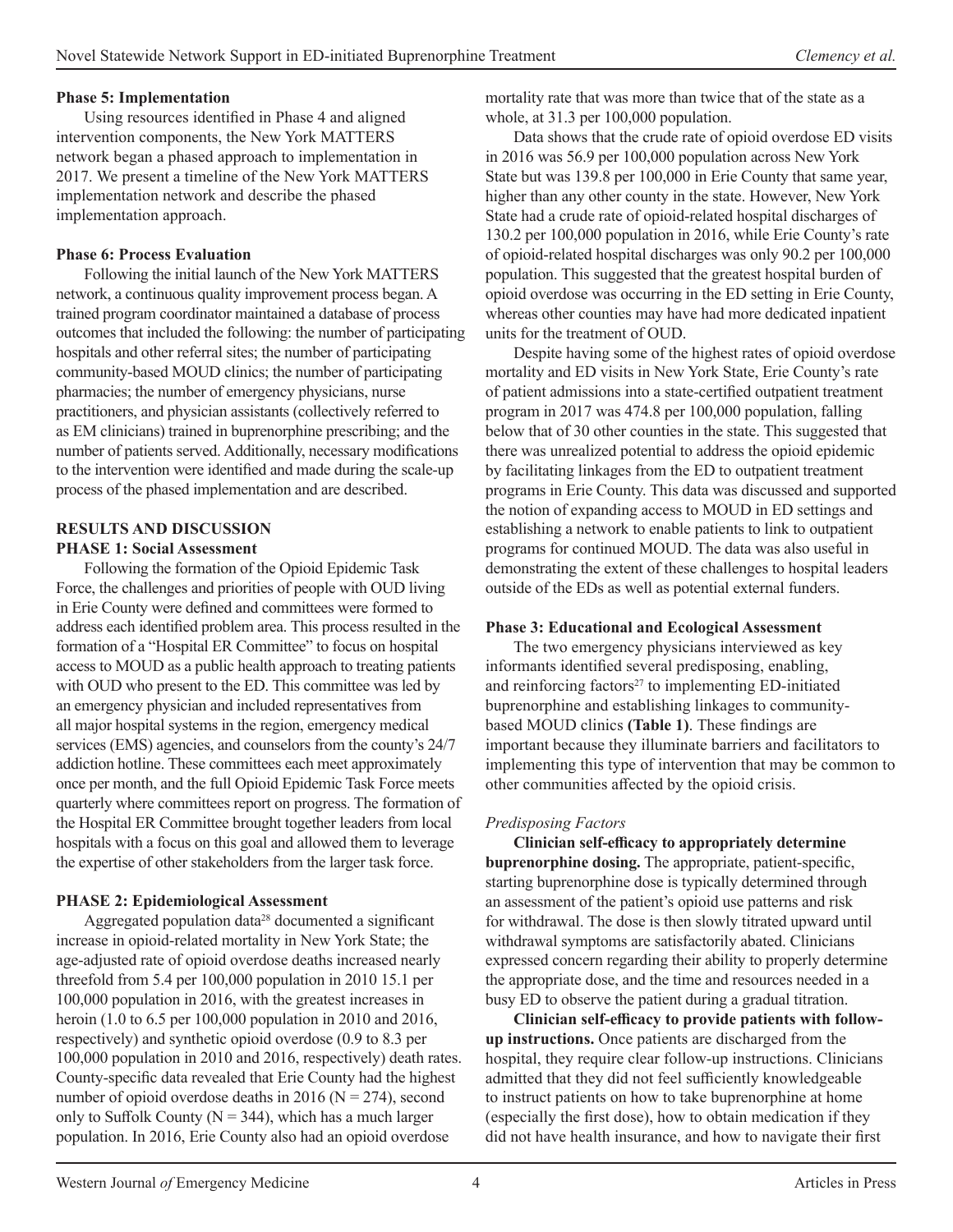### Phase 5: Implementation

Using resources identified in Phase 4 and aligned intervention components, the New York MATTERS network began a phased approach to implementation in 2017. We present a timeline of the New York MATTERS implementation network and describe the phased implementation approach.

### Phase 6: Process Evaluation

Following the initial launch of the New York MATTERS network, a continuous quality improvement process began. A trained program coordinator maintained a database of process outcomes that included the following: the number of participating hospitals and other referral sites; the number of participating community-based MOUD clinics; the number of participating pharmacies; the number of emergency physicians, nurse practitioners, and physician assistants (collectively referred to as EM clinicians) trained in buprenorphine prescribing; and the number of patients served. Additionally, necessary modifications to the intervention were identified and made during the scale-up process of the phased implementation and are described.

## RESULTS AND DISCUSSION

### PHASE 1: Social Assessment

Following the formation of the Opioid Epidemic Task Force, the challenges and priorities of people with OUD living in Erie County were defined and committees were formed to address each identified problem area. This process resulted in the formation of a "Hospital ER Committee" to focus on hospital access to MOUD as a public health approach to treating patients with OUD who present to the ED. This committee was led by an emergency physician and included representatives from all major hospital systems in the region, emergency medical services (EMS) agencies, and counselors from the county's 24/7 addiction hotline. These committees each meet approximately once per month, and the full Opioid Epidemic Task Force meets quarterly where committees report on progress. The formation of the Hospital ER Committee brought together leaders from local hospitals with a focus on this goal and allowed them to leverage the expertise of other stakeholders from the larger task force.

### PHASE 2: Epidemiological Assessment

Aggregated population data[28] documented a significant increase in opioid-related mortality in New York State; the age-adjusted rate of opioid overdose deaths increased nearly threefold from 5.4 per 100,000 population in 2010 15.1 per 100,000 population in 2016, with the greatest increases in heroin (1.0 to 6.5 per 100,000 population in 2010 and 2016, respectively) and synthetic opioid overdose (0.9 to 8.3 per 100,000 population in 2010 and 2016, respectively) death rates. County-specific data revealed that Erie County had the highest number of opioid overdose deaths in 2016 (N = 274), second only to Suffolk County (N = 344), which has a much larger population. In 2016, Erie County also had an opioid overdose mortality rate that was more than twice that of the state as a whole, at 31.3 per 100,000 population.

Data shows that the crude rate of opioid overdose ED visits in 2016 was 56.9 per 100,000 population across New York State but was 139.8 per 100,000 in Erie County that same year, higher than any other county in the state. However, New York State had a crude rate of opioid-related hospital discharges of 130.2 per 100,000 population in 2016, while Erie County's rate of opioid-related hospital discharges was only 90.2 per 100,000 population. This suggested that the greatest hospital burden of opioid overdose was occurring in the ED setting in Erie County, whereas other counties may have had more dedicated inpatient units for the treatment of OUD.

Despite having some of the highest rates of opioid overdose mortality and ED visits in New York State, Erie County's rate of patient admissions into a state-certified outpatient treatment program in 2017 was 474.8 per 100,000 population, falling below that of 30 other counties in the state. This suggested that there was unrealized potential to address the opioid epidemic by facilitating linkages from the ED to outpatient treatment programs in Erie County. This data was discussed and supported the notion of expanding access to MOUD in ED settings and establishing a network to enable patients to link to outpatient programs for continued MOUD. The data was also useful in demonstrating the extent of these challenges to hospital leaders outside of the EDs as well as potential external funders.

### Phase 3: Educational and Ecological Assessment

The two emergency physicians interviewed as key informants identified several predisposing, enabling, and reinforcing factors[27] to implementing ED-initiated buprenorphine and establishing linkages to community-based MOUD clinics **(Table 1)**. These findings are important because they illuminate barriers and facilitators to implementing this type of intervention that may be common to other communities affected by the opioid crisis.

#### *Predisposing Factors*

**Clinician self-efficacy to appropriately determine buprenorphine dosing.** The appropriate, patient-specific, starting buprenorphine dose is typically determined through an assessment of the patient's opioid use patterns and risk for withdrawal. The dose is then slowly titrated upward until withdrawal symptoms are satisfactorily abated. Clinicians expressed concern regarding their ability to properly determine the appropriate dose, and the time and resources needed in a busy ED to observe the patient during a gradual titration.

**Clinician self-efficacy to provide patients with follow-up instructions.** Once patients are discharged from the hospital, they require clear follow-up instructions. Clinicians admitted that they did not feel sufficiently knowledgeable to instruct patients on how to take buprenorphine at home (especially the first dose), how to obtain medication if they did not have health insurance, and how to navigate their first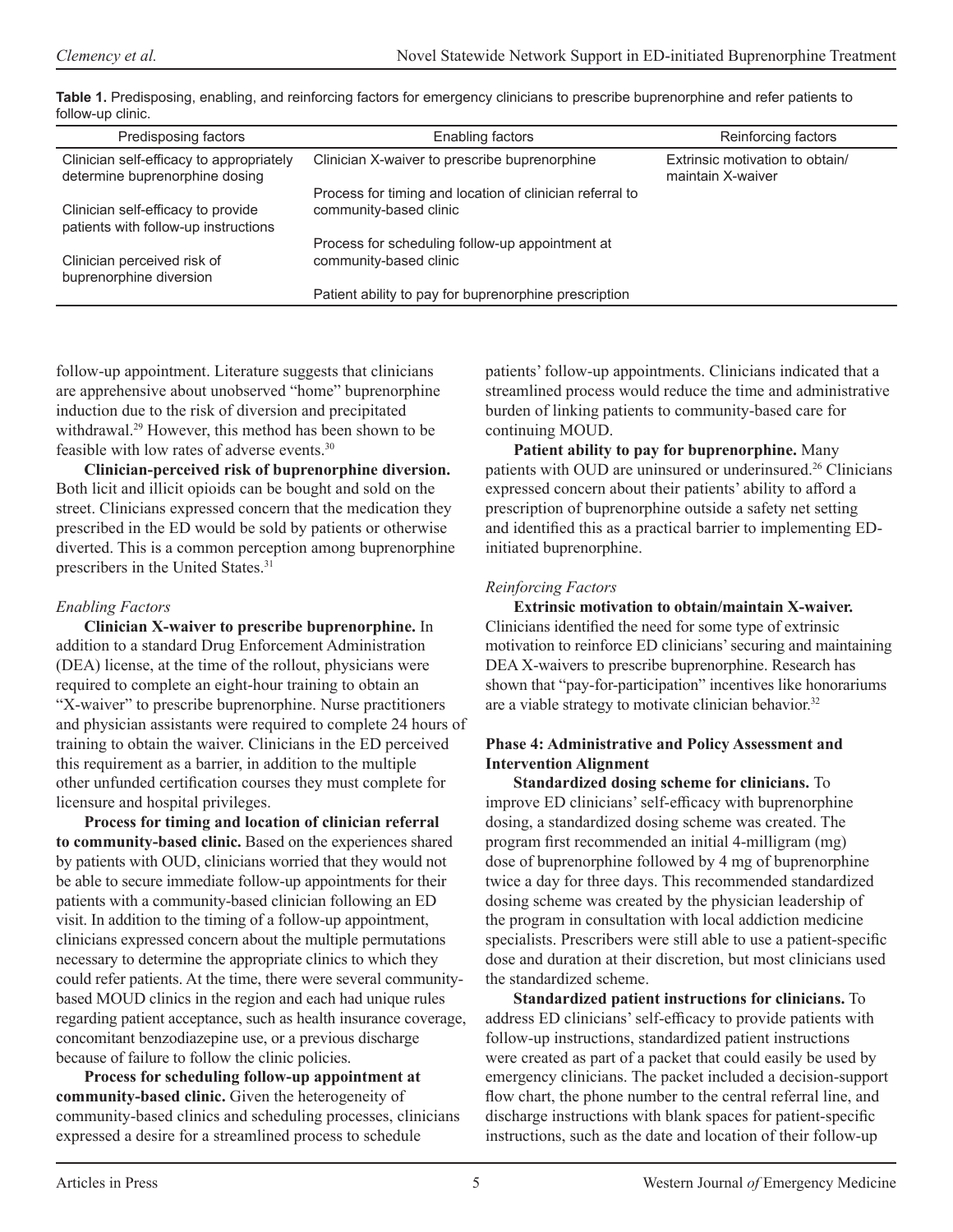**Table 1.** Predisposing, enabling, and reinforcing factors for emergency clinicians to prescribe buprenorphine and refer patients to follow-up clinic.

| Predisposing factors | Enabling factors | Reinforcing factors |
| --- | --- | --- |
| Clinician self-efficacy to appropriately determine buprenorphine dosing | Clinician X-waiver to prescribe buprenorphine | Extrinsic motivation to obtain/maintain X-waiver |
| Clinician self-efficacy to provide patients with follow-up instructions | Process for timing and location of clinician referral to community-based clinic | |
| Clinician perceived risk of buprenorphine diversion | Process for scheduling follow-up appointment at community-based clinic | |
| | Patient ability to pay for buprenorphine prescription | |

follow-up appointment. Literature suggests that clinicians are apprehensive about unobserved "home" buprenorphine induction due to the risk of diversion and precipitated withdrawal.[29] However, this method has been shown to be feasible with low rates of adverse events.[30]

**Clinician-perceived risk of buprenorphine diversion.** Both licit and illicit opioids can be bought and sold on the street. Clinicians expressed concern that the medication they prescribed in the ED would be sold by patients or otherwise diverted. This is a common perception among buprenorphine prescribers in the United States.[31]

*Enabling Factors*

**Clinician X-waiver to prescribe buprenorphine.** In addition to a standard Drug Enforcement Administration (DEA) license, at the time of the rollout, physicians were required to complete an eight-hour training to obtain an "X-waiver" to prescribe buprenorphine. Nurse practitioners and physician assistants were required to complete 24 hours of training to obtain the waiver. Clinicians in the ED perceived this requirement as a barrier, in addition to the multiple other unfunded certification courses they must complete for licensure and hospital privileges.

**Process for timing and location of clinician referral to community-based clinic.** Based on the experiences shared by patients with OUD, clinicians worried that they would not be able to secure immediate follow-up appointments for their patients with a community-based clinician following an ED visit. In addition to the timing of a follow-up appointment, clinicians expressed concern about the multiple permutations necessary to determine the appropriate clinics to which they could refer patients. At the time, there were several community-based MOUD clinics in the region and each had unique rules regarding patient acceptance, such as health insurance coverage, concomitant benzodiazepine use, or a previous discharge because of failure to follow the clinic policies.

**Process for scheduling follow-up appointment at community-based clinic.** Given the heterogeneity of community-based clinics and scheduling processes, clinicians expressed a desire for a streamlined process to schedule patients' follow-up appointments. Clinicians indicated that a streamlined process would reduce the time and administrative burden of linking patients to community-based care for continuing MOUD.

**Patient ability to pay for buprenorphine.** Many patients with OUD are uninsured or underinsured.[26] Clinicians expressed concern about their patients' ability to afford a prescription of buprenorphine outside a safety net setting and identified this as a practical barrier to implementing ED-initiated buprenorphine.

*Reinforcing Factors*

**Extrinsic motivation to obtain/maintain X-waiver.** Clinicians identified the need for some type of extrinsic motivation to reinforce ED clinicians' securing and maintaining DEA X-waivers to prescribe buprenorphine. Research has shown that "pay-for-participation" incentives like honorariums are a viable strategy to motivate clinician behavior.[32]

### Phase 4: Administrative and Policy Assessment and Intervention Alignment

**Standardized dosing scheme for clinicians.** To improve ED clinicians' self-efficacy with buprenorphine dosing, a standardized dosing scheme was created. The program first recommended an initial 4-milligram (mg) dose of buprenorphine followed by 4 mg of buprenorphine twice a day for three days. This recommended standardized dosing scheme was created by the physician leadership of the program in consultation with local addiction medicine specialists. Prescribers were still able to use a patient-specific dose and duration at their discretion, but most clinicians used the standardized scheme.

**Standardized patient instructions for clinicians.** To address ED clinicians' self-efficacy to provide patients with follow-up instructions, standardized patient instructions were created as part of a packet that could easily be used by emergency clinicians. The packet included a decision-support flow chart, the phone number to the central referral line, and discharge instructions with blank spaces for patient-specific instructions, such as the date and location of their follow-up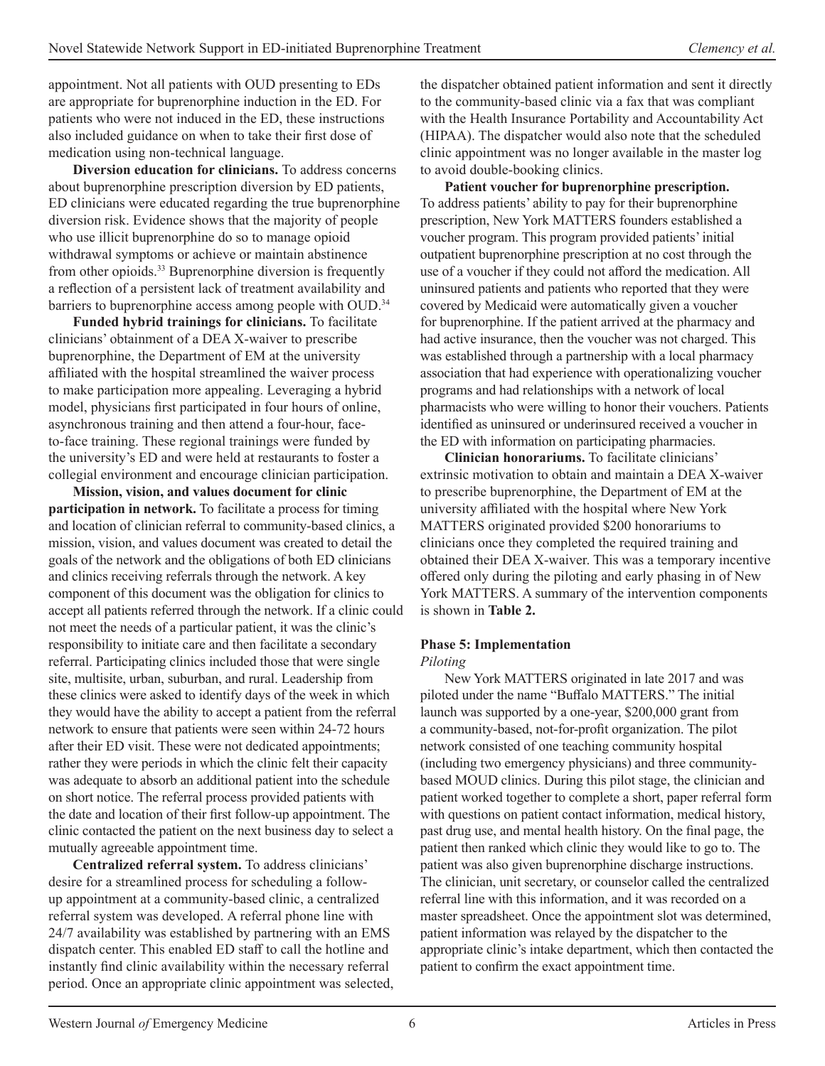appointment. Not all patients with OUD presenting to EDs are appropriate for buprenorphine induction in the ED. For patients who were not induced in the ED, these instructions also included guidance on when to take their first dose of medication using non-technical language.

**Diversion education for clinicians.** To address concerns about buprenorphine prescription diversion by ED patients, ED clinicians were educated regarding the true buprenorphine diversion risk. Evidence shows that the majority of people who use illicit buprenorphine do so to manage opioid withdrawal symptoms or achieve or maintain abstinence from other opioids.[33] Buprenorphine diversion is frequently a reflection of a persistent lack of treatment availability and barriers to buprenorphine access among people with OUD.[34]

**Funded hybrid trainings for clinicians.** To facilitate clinicians' obtainment of a DEA X-waiver to prescribe buprenorphine, the Department of EM at the university affiliated with the hospital streamlined the waiver process to make participation more appealing. Leveraging a hybrid model, physicians first participated in four hours of online, asynchronous training and then attend a four-hour, face-to-face training. These regional trainings were funded by the university's ED and were held at restaurants to foster a collegial environment and encourage clinician participation.

**Mission, vision, and values document for clinic participation in network.** To facilitate a process for timing and location of clinician referral to community-based clinics, a mission, vision, and values document was created to detail the goals of the network and the obligations of both ED clinicians and clinics receiving referrals through the network. A key component of this document was the obligation for clinics to accept all patients referred through the network. If a clinic could not meet the needs of a particular patient, it was the clinic's responsibility to initiate care and then facilitate a secondary referral. Participating clinics included those that were single site, multisite, urban, suburban, and rural. Leadership from these clinics were asked to identify days of the week in which they would have the ability to accept a patient from the referral network to ensure that patients were seen within 24-72 hours after their ED visit. These were not dedicated appointments; rather they were periods in which the clinic felt their capacity was adequate to absorb an additional patient into the schedule on short notice. The referral process provided patients with the date and location of their first follow-up appointment. The clinic contacted the patient on the next business day to select a mutually agreeable appointment time.

**Centralized referral system.** To address clinicians' desire for a streamlined process for scheduling a follow-up appointment at a community-based clinic, a centralized referral system was developed. A referral phone line with 24/7 availability was established by partnering with an EMS dispatch center. This enabled ED staff to call the hotline and instantly find clinic availability within the necessary referral period. Once an appropriate clinic appointment was selected, the dispatcher obtained patient information and sent it directly to the community-based clinic via a fax that was compliant with the Health Insurance Portability and Accountability Act (HIPAA). The dispatcher would also note that the scheduled clinic appointment was no longer available in the master log to avoid double-booking clinics.

**Patient voucher for buprenorphine prescription.** To address patients' ability to pay for their buprenorphine prescription, New York MATTERS founders established a voucher program. This program provided patients' initial outpatient buprenorphine prescription at no cost through the use of a voucher if they could not afford the medication. All uninsured patients and patients who reported that they were covered by Medicaid were automatically given a voucher for buprenorphine. If the patient arrived at the pharmacy and had active insurance, then the voucher was not charged. This was established through a partnership with a local pharmacy association that had experience with operationalizing voucher programs and had relationships with a network of local pharmacists who were willing to honor their vouchers. Patients identified as uninsured or underinsured received a voucher in the ED with information on participating pharmacies.

**Clinician honorariums.** To facilitate clinicians' extrinsic motivation to obtain and maintain a DEA X-waiver to prescribe buprenorphine, the Department of EM at the university affiliated with the hospital where New York MATTERS originated provided \$200 honorariums to clinicians once they completed the required training and obtained their DEA X-waiver. This was a temporary incentive offered only during the piloting and early phasing in of New York MATTERS. A summary of the intervention components is shown in **Table 2.**

### Phase 5: Implementation

*Piloting*

New York MATTERS originated in late 2017 and was piloted under the name "Buffalo MATTERS." The initial launch was supported by a one-year, \$200,000 grant from a community-based, not-for-profit organization. The pilot network consisted of one teaching community hospital (including two emergency physicians) and three community-based MOUD clinics. During this pilot stage, the clinician and patient worked together to complete a short, paper referral form with questions on patient contact information, medical history, past drug use, and mental health history. On the final page, the patient then ranked which clinic they would like to go to. The patient was also given buprenorphine discharge instructions. The clinician, unit secretary, or counselor called the centralized referral line with this information, and it was recorded on a master spreadsheet. Once the appointment slot was determined, patient information was relayed by the dispatcher to the appropriate clinic's intake department, which then contacted the patient to confirm the exact appointment time.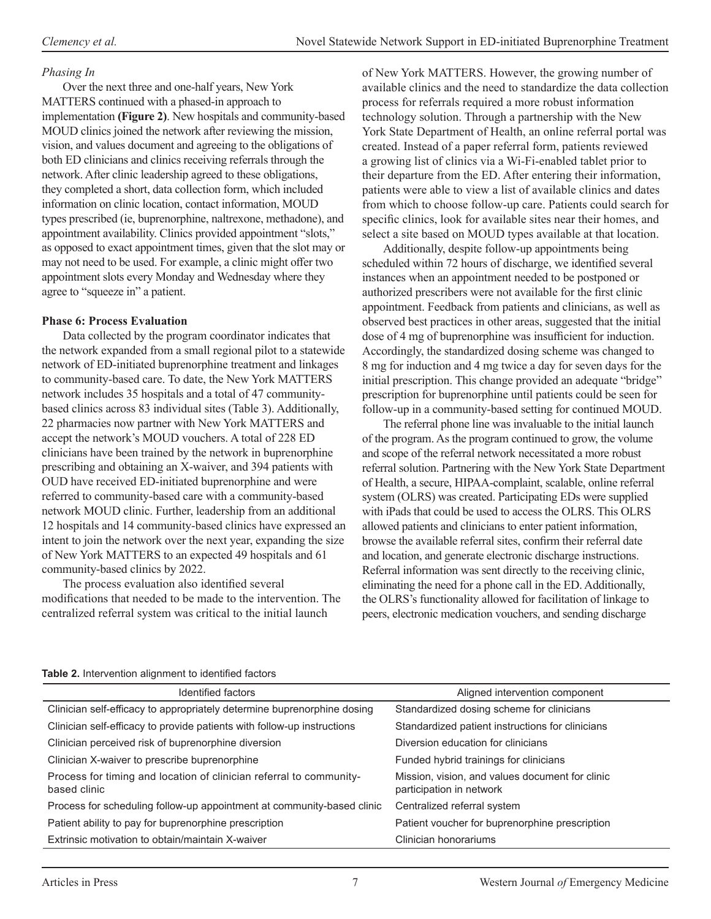*Phasing In*

Over the next three and one-half years, New York MATTERS continued with a phased-in approach to implementation **(Figure 2)**. New hospitals and community-based MOUD clinics joined the network after reviewing the mission, vision, and values document and agreeing to the obligations of both ED clinicians and clinics receiving referrals through the network. After clinic leadership agreed to these obligations, they completed a short, data collection form, which included information on clinic location, contact information, MOUD types prescribed (ie, buprenorphine, naltrexone, methadone), and appointment availability. Clinics provided appointment "slots," as opposed to exact appointment times, given that the slot may or may not need to be used. For example, a clinic might offer two appointment slots every Monday and Wednesday where they agree to "squeeze in" a patient.

**Phase 6: Process Evaluation**

Data collected by the program coordinator indicates that the network expanded from a small regional pilot to a statewide network of ED-initiated buprenorphine treatment and linkages to community-based care. To date, the New York MATTERS network includes 35 hospitals and a total of 47 community-based clinics across 83 individual sites (Table 3). Additionally, 22 pharmacies now partner with New York MATTERS and accept the network's MOUD vouchers. A total of 228 ED clinicians have been trained by the network in buprenorphine prescribing and obtaining an X-waiver, and 394 patients with OUD have received ED-initiated buprenorphine and were referred to community-based care with a community-based network MOUD clinic. Further, leadership from an additional 12 hospitals and 14 community-based clinics have expressed an intent to join the network over the next year, expanding the size of New York MATTERS to an expected 49 hospitals and 61 community-based clinics by 2022.

The process evaluation also identified several modifications that needed to be made to the intervention. The centralized referral system was critical to the initial launch of New York MATTERS. However, the growing number of available clinics and the need to standardize the data collection process for referrals required a more robust information technology solution. Through a partnership with the New York State Department of Health, an online referral portal was created. Instead of a paper referral form, patients reviewed a growing list of clinics via a Wi-Fi-enabled tablet prior to their departure from the ED. After entering their information, patients were able to view a list of available clinics and dates from which to choose follow-up care. Patients could search for specific clinics, look for available sites near their homes, and select a site based on MOUD types available at that location.

Additionally, despite follow-up appointments being scheduled within 72 hours of discharge, we identified several instances when an appointment needed to be postponed or authorized prescribers were not available for the first clinic appointment. Feedback from patients and clinicians, as well as observed best practices in other areas, suggested that the initial dose of 4 mg of buprenorphine was insufficient for induction. Accordingly, the standardized dosing scheme was changed to 8 mg for induction and 4 mg twice a day for seven days for the initial prescription. This change provided an adequate "bridge" prescription for buprenorphine until patients could be seen for follow-up in a community-based setting for continued MOUD.

The referral phone line was invaluable to the initial launch of the program. As the program continued to grow, the volume and scope of the referral network necessitated a more robust referral solution. Partnering with the New York State Department of Health, a secure, HIPAA-complaint, scalable, online referral system (OLRS) was created. Participating EDs were supplied with iPads that could be used to access the OLRS. This OLRS allowed patients and clinicians to enter patient information, browse the available referral sites, confirm their referral date and location, and generate electronic discharge instructions. Referral information was sent directly to the receiving clinic, eliminating the need for a phone call in the ED. Additionally, the OLRS's functionality allowed for facilitation of linkage to peers, electronic medication vouchers, and sending discharge

**Table 2.** Intervention alignment to identified factors

| Identified factors | Aligned intervention component |
| --- | --- |
| Clinician self-efficacy to appropriately determine buprenorphine dosing | Standardized dosing scheme for clinicians |
| Clinician self-efficacy to provide patients with follow-up instructions | Standardized patient instructions for clinicians |
| Clinician perceived risk of buprenorphine diversion | Diversion education for clinicians |
| Clinician X-waiver to prescribe buprenorphine | Funded hybrid trainings for clinicians |
| Process for timing and location of clinician referral to community-based clinic | Mission, vision, and values document for clinic participation in network |
| Process for scheduling follow-up appointment at community-based clinic | Centralized referral system |
| Patient ability to pay for buprenorphine prescription | Patient voucher for buprenorphine prescription |
| Extrinsic motivation to obtain/maintain X-waiver | Clinician honorariums |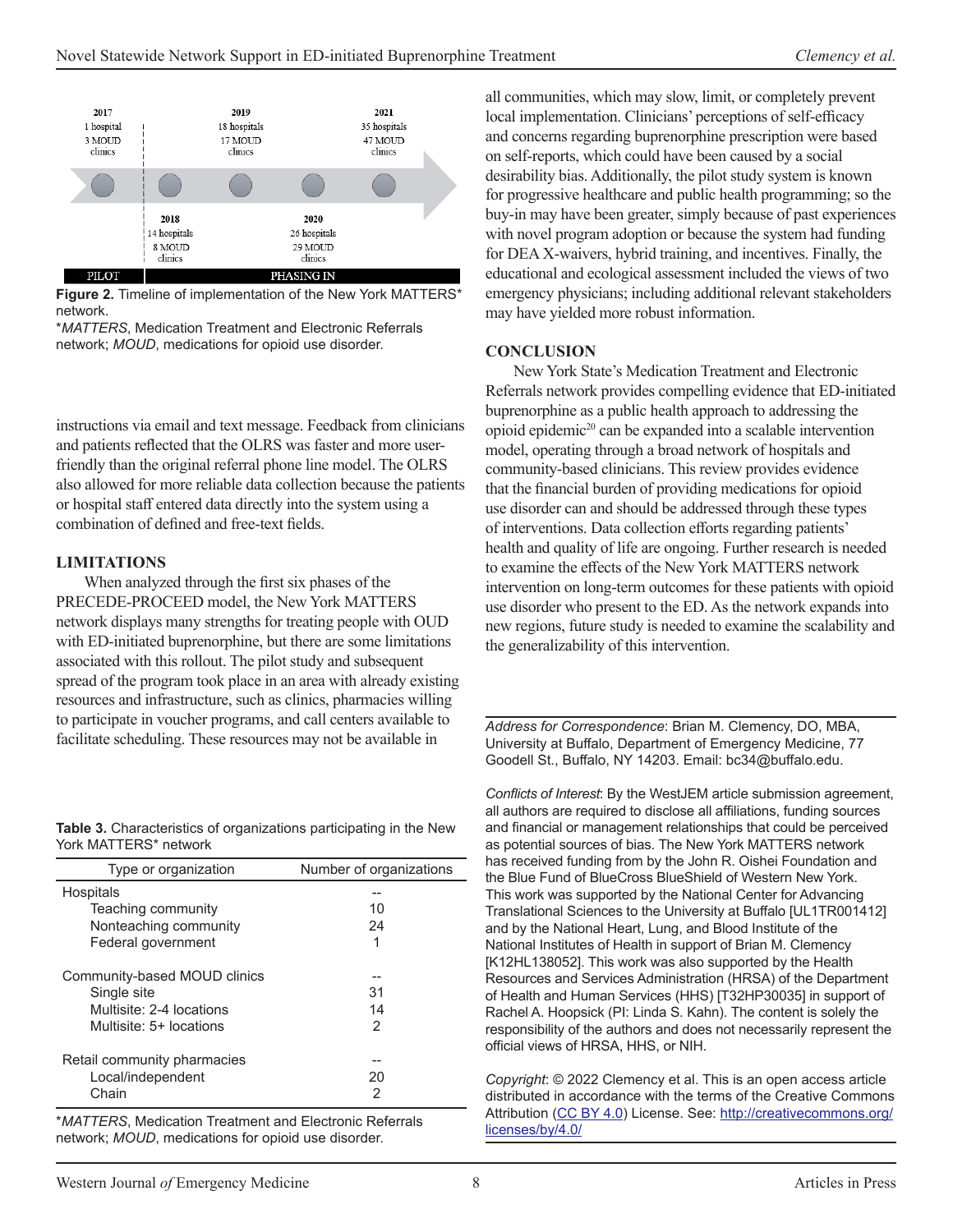2017
1 hospital
3 MOUD clinics

2018
14 hospitals
8 MOUD clinics

2019
18 hospitals
17 MOUD clinics

2020
26 hospitals
29 MOUD clinics

2021
35 hospitals
47 MOUD clinics

PILOT | PHASING IN

**Figure 2.** Timeline of implementation of the New York MATTERS* network.

**MATTERS*, Medication Treatment and Electronic Referrals network; *MOUD*, medications for opioid use disorder.

instructions via email and text message. Feedback from clinicians and patients reflected that the OLRS was faster and more user-friendly than the original referral phone line model. The OLRS also allowed for more reliable data collection because the patients or hospital staff entered data directly into the system using a combination of defined and free-text fields.

## LIMITATIONS

When analyzed through the first six phases of the PRECEDE-PROCEED model, the New York MATTERS network displays many strengths for treating people with OUD with ED-initiated buprenorphine, but there are some limitations associated with this rollout. The pilot study and subsequent spread of the program took place in an area with already existing resources and infrastructure, such as clinics, pharmacies willing to participate in voucher programs, and call centers available to facilitate scheduling. These resources may not be available in all communities, which may slow, limit, or completely prevent local implementation. Clinicians' perceptions of self-efficacy and concerns regarding buprenorphine prescription were based on self-reports, which could have been caused by a social desirability bias. Additionally, the pilot study system is known for progressive healthcare and public health programming; so the buy-in may have been greater, simply because of past experiences with novel program adoption or because the system had funding for DEA X-waivers, hybrid training, and incentives. Finally, the educational and ecological assessment included the views of two emergency physicians; including additional relevant stakeholders may have yielded more robust information.

**Table 3.** Characteristics of organizations participating in the New York MATTERS* network

| Type or organization | Number of organizations |
| --- | --- |
| Hospitals | -- |
| Teaching community | 10 |
| Nonteaching community | 24 |
| Federal government | 1 |
| Community-based MOUD clinics | -- |
| Single site | 31 |
| Multisite: 2-4 locations | 14 |
| Multisite: 5+ locations | 2 |
| Retail community pharmacies | -- |
| Local/independent | 20 |
| Chain | 2 |

**MATTERS*, Medication Treatment and Electronic Referrals network; *MOUD*, medications for opioid use disorder.

## CONCLUSION

New York State's Medication Treatment and Electronic Referrals network provides compelling evidence that ED-initiated buprenorphine as a public health approach to addressing the opioid epidemic[20] can be expanded into a scalable intervention model, operating through a broad network of hospitals and community-based clinicians. This review provides evidence that the financial burden of providing medications for opioid use disorder can and should be addressed through these types of interventions. Data collection efforts regarding patients' health and quality of life are ongoing. Further research is needed to examine the effects of the New York MATTERS network intervention on long-term outcomes for these patients with opioid use disorder who present to the ED. As the network expands into new regions, future study is needed to examine the scalability and the generalizability of this intervention.

*Address for Correspondence*: Brian M. Clemency, DO, MBA, University at Buffalo, Department of Emergency Medicine, 77 Goodell St., Buffalo, NY 14203. Email: bc34@buffalo.edu.

*Conflicts of Interest*: By the WestJEM article submission agreement, all authors are required to disclose all affiliations, funding sources and financial or management relationships that could be perceived as potential sources of bias. The New York MATTERS network has received funding from by the John R. Oishei Foundation and the Blue Fund of BlueCross BlueShield of Western New York. This work was supported by the National Center for Advancing Translational Sciences to the University at Buffalo [UL1TR001412] and by the National Heart, Lung, and Blood Institute of the National Institutes of Health in support of Brian M. Clemency [K12HL138052]. This work was also supported by the Health Resources and Services Administration (HRSA) of the Department of Health and Human Services (HHS) [T32HP30035] in support of Rachel A. Hoopsick (PI: Linda S. Kahn). The content is solely the responsibility of the authors and does not necessarily represent the official views of HRSA, HHS, or NIH.

*Copyright*: © 2022 Clemency et al. This is an open access article distributed in accordance with the terms of the Creative Commons Attribution (CC BY 4.0) License. See: http://creativecommons.org/licenses/by/4.0/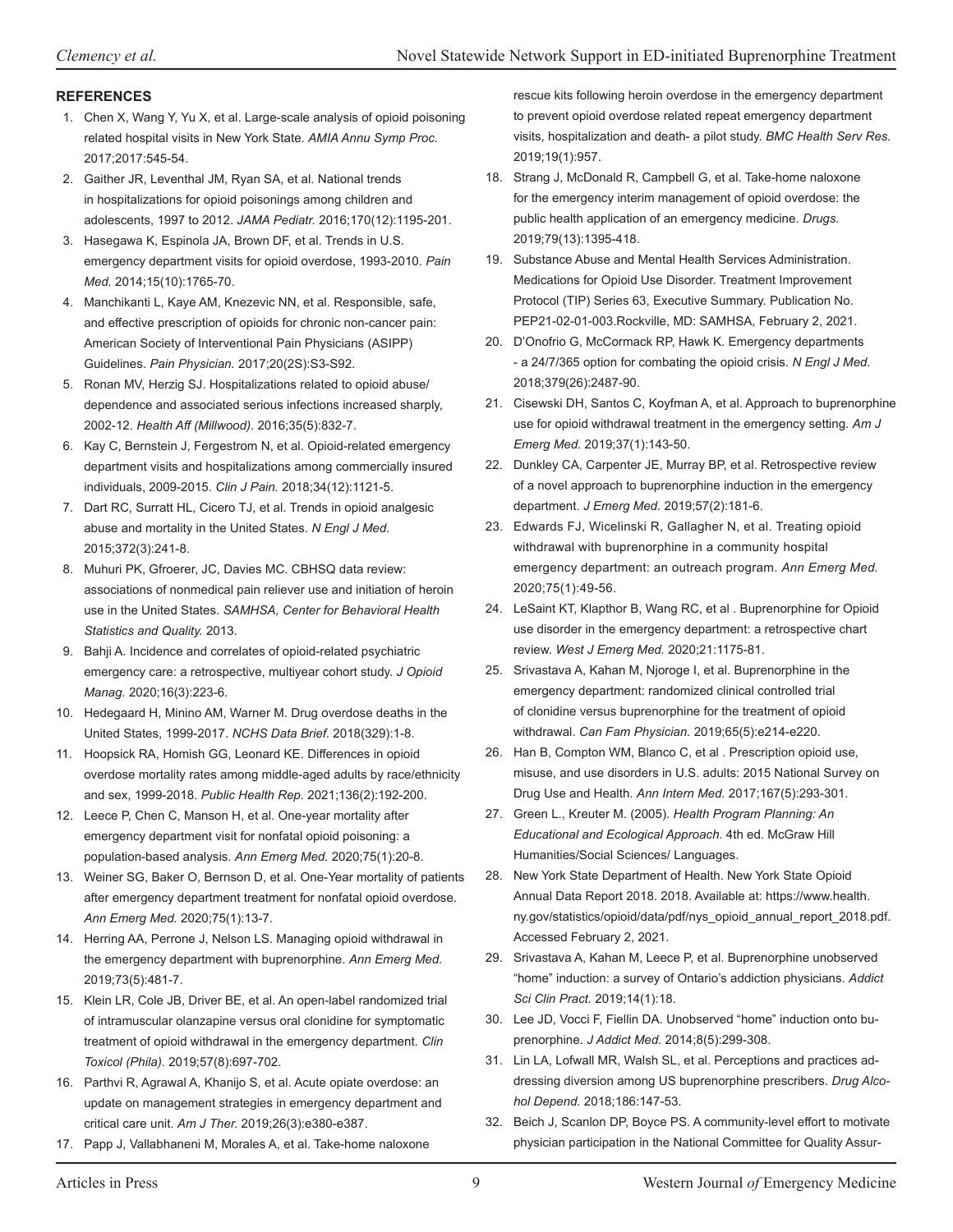## REFERENCES

1. Chen X, Wang Y, Yu X, et al. Large-scale analysis of opioid poisoning related hospital visits in New York State. *AMIA Annu Symp Proc.* 2017;2017:545-54.
2. Gaither JR, Leventhal JM, Ryan SA, et al. National trends in hospitalizations for opioid poisonings among children and adolescents, 1997 to 2012. *JAMA Pediatr.* 2016;170(12):1195-201.
3. Hasegawa K, Espinola JA, Brown DF, et al. Trends in U.S. emergency department visits for opioid overdose, 1993-2010. *Pain Med.* 2014;15(10):1765-70.
4. Manchikanti L, Kaye AM, Knezevic NN, et al. Responsible, safe, and effective prescription of opioids for chronic non-cancer pain: American Society of Interventional Pain Physicians (ASIPP) Guidelines. *Pain Physician.* 2017;20(2S):S3-S92.
5. Ronan MV, Herzig SJ. Hospitalizations related to opioid abuse/dependence and associated serious infections increased sharply, 2002-12. *Health Aff (Millwood).* 2016;35(5):832-7.
6. Kay C, Bernstein J, Fergestrom N, et al. Opioid-related emergency department visits and hospitalizations among commercially insured individuals, 2009-2015. *Clin J Pain.* 2018;34(12):1121-5.
7. Dart RC, Surratt HL, Cicero TJ, et al. Trends in opioid analgesic abuse and mortality in the United States. *N Engl J Med.* 2015;372(3):241-8.
8. Muhuri PK, Gfroerer, JC, Davies MC. CBHSQ data review: associations of nonmedical pain reliever use and initiation of heroin use in the United States. *SAMHSA, Center for Behavioral Health Statistics and Quality.* 2013.
9. Bahji A. Incidence and correlates of opioid-related psychiatric emergency care: a retrospective, multiyear cohort study. *J Opioid Manag.* 2020;16(3):223-6.
10. Hedegaard H, Minino AM, Warner M. Drug overdose deaths in the United States, 1999-2017. *NCHS Data Brief.* 2018(329):1-8.
11. Hoopsick RA, Homish GG, Leonard KE. Differences in opioid overdose mortality rates among middle-aged adults by race/ethnicity and sex, 1999-2018. *Public Health Rep.* 2021;136(2):192-200.
12. Leece P, Chen C, Manson H, et al. One-year mortality after emergency department visit for nonfatal opioid poisoning: a population-based analysis. *Ann Emerg Med.* 2020;75(1):20-8.
13. Weiner SG, Baker O, Bernson D, et al. One-Year mortality of patients after emergency department treatment for nonfatal opioid overdose. *Ann Emerg Med.* 2020;75(1):13-7.
14. Herring AA, Perrone J, Nelson LS. Managing opioid withdrawal in the emergency department with buprenorphine. *Ann Emerg Med.* 2019;73(5):481-7.
15. Klein LR, Cole JB, Driver BE, et al. An open-label randomized trial of intramuscular olanzapine versus oral clonidine for symptomatic treatment of opioid withdrawal in the emergency department. *Clin Toxicol (Phila).* 2019;57(8):697-702.
16. Parthvi R, Agrawal A, Khanijo S, et al. Acute opiate overdose: an update on management strategies in emergency department and critical care unit. *Am J Ther.* 2019;26(3):e380-e387.
17. Papp J, Vallabhaneni M, Morales A, et al. Take-home naloxone rescue kits following heroin overdose in the emergency department to prevent opioid overdose related repeat emergency department visits, hospitalization and death- a pilot study. *BMC Health Serv Res.* 2019;19(1):957.
18. Strang J, McDonald R, Campbell G, et al. Take-home naloxone for the emergency interim management of opioid overdose: the public health application of an emergency medicine. *Drugs.* 2019;79(13):1395-418.
19. Substance Abuse and Mental Health Services Administration. Medications for Opioid Use Disorder. Treatment Improvement Protocol (TIP) Series 63, Executive Summary. Publication No. PEP21-02-01-003.Rockville, MD: SAMHSA, February 2, 2021.
20. D'Onofrio G, McCormack RP, Hawk K. Emergency departments - a 24/7/365 option for combating the opioid crisis. *N Engl J Med.* 2018;379(26):2487-90.
21. Cisewski DH, Santos C, Koyfman A, et al. Approach to buprenorphine use for opioid withdrawal treatment in the emergency setting. *Am J Emerg Med.* 2019;37(1):143-50.
22. Dunkley CA, Carpenter JE, Murray BP, et al. Retrospective review of a novel approach to buprenorphine induction in the emergency department. *J Emerg Med.* 2019;57(2):181-6.
23. Edwards FJ, Wicelinski R, Gallagher N, et al. Treating opioid withdrawal with buprenorphine in a community hospital emergency department: an outreach program. *Ann Emerg Med.* 2020;75(1):49-56.
24. LeSaint KT, Klapthor B, Wang RC, et al . Buprenorphine for Opioid use disorder in the emergency department: a retrospective chart review. *West J Emerg Med.* 2020;21:1175-81.
25. Srivastava A, Kahan M, Njoroge I, et al. Buprenorphine in the emergency department: randomized clinical controlled trial of clonidine versus buprenorphine for the treatment of opioid withdrawal. *Can Fam Physician.* 2019;65(5):e214-e220.
26. Han B, Compton WM, Blanco C, et al . Prescription opioid use, misuse, and use disorders in U.S. adults: 2015 National Survey on Drug Use and Health. *Ann Intern Med.* 2017;167(5):293-301.
27. Green L., Kreuter M. (2005). *Health Program Planning: An Educational and Ecological Approach*. 4th ed. McGraw Hill Humanities/Social Sciences/ Languages.
28. New York State Department of Health. New York State Opioid Annual Data Report 2018. 2018. Available at: https://www.health.ny.gov/statistics/opioid/data/pdf/nys_opioid_annual_report_2018.pdf. Accessed February 2, 2021.
29. Srivastava A, Kahan M, Leece P, et al. Buprenorphine unobserved "home" induction: a survey of Ontario's addiction physicians. *Addict Sci Clin Pract.* 2019;14(1):18.
30. Lee JD, Vocci F, Fiellin DA. Unobserved "home" induction onto buprenorphine. *J Addict Med.* 2014;8(5):299-308.
31. Lin LA, Lofwall MR, Walsh SL, et al. Perceptions and practices addressing diversion among US buprenorphine prescribers. *Drug Alcohol Depend.* 2018;186:147-53.
32. Beich J, Scanlon DP, Boyce PS. A community-level effort to motivate physician participation in the National Committee for Quality Assur-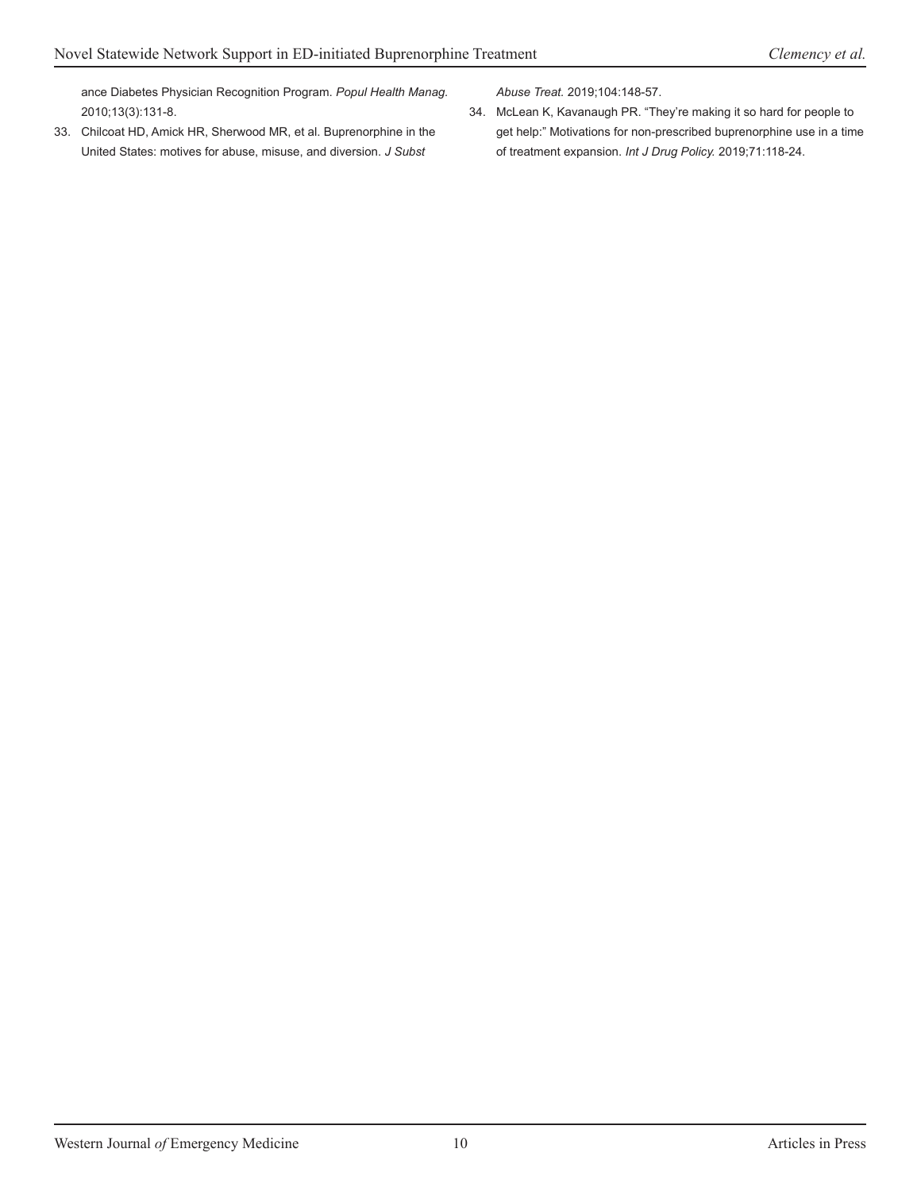ance Diabetes Physician Recognition Program. *Popul Health Manag.* 2010;13(3):131-8.

33. Chilcoat HD, Amick HR, Sherwood MR, et al. Buprenorphine in the United States: motives for abuse, misuse, and diversion. *J Subst Abuse Treat.* 2019;104:148-57.

34. McLean K, Kavanaugh PR. "They're making it so hard for people to get help:" Motivations for non-prescribed buprenorphine use in a time of treatment expansion. *Int J Drug Policy.* 2019;71:118-24.